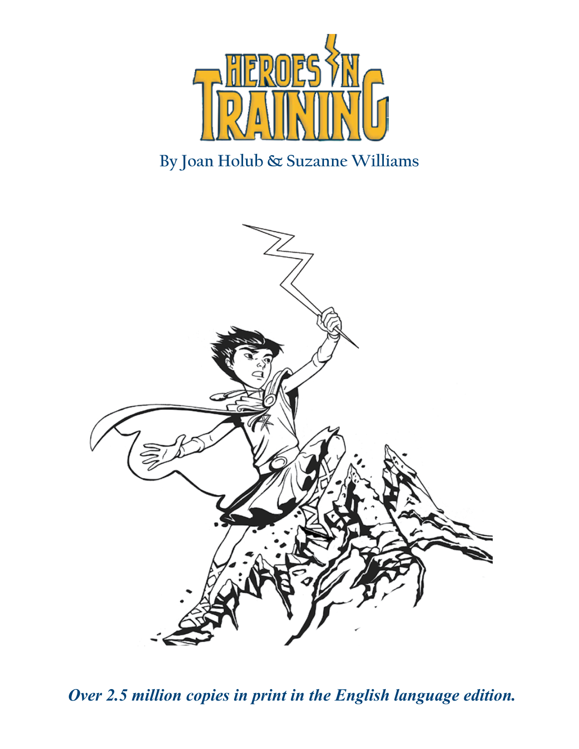# HEROES IN TRAINING

By Joan Holub & Suzanne Williams

***Over 2.5 million copies in print in the English language edition.***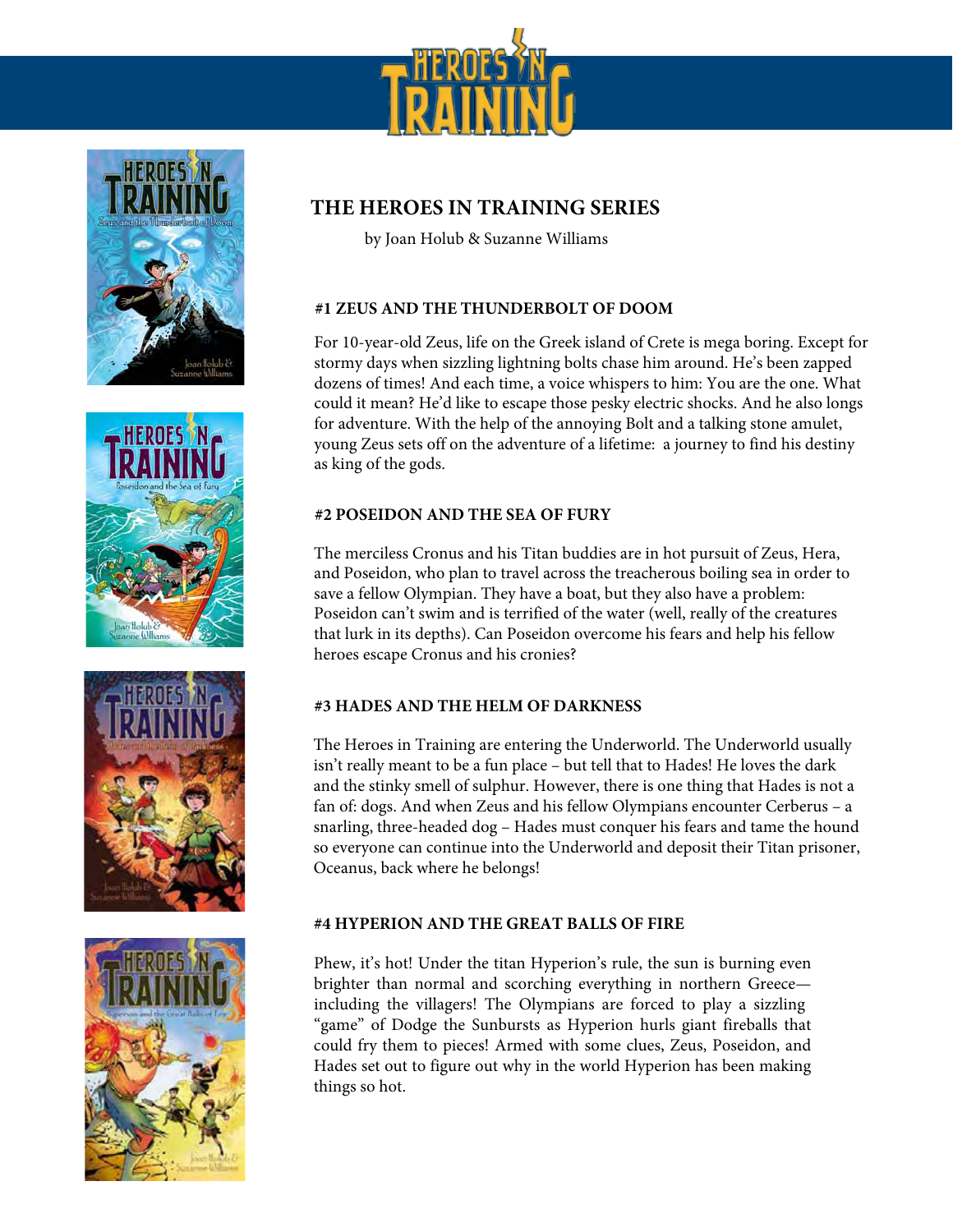# THE HEROES IN TRAINING SERIES

by Joan Holub & Suzanne Williams

### #1 ZEUS AND THE THUNDERBOLT OF DOOM

For 10-year-old Zeus, life on the Greek island of Crete is mega boring. Except for stormy days when sizzling lightning bolts chase him around. He's been zapped dozens of times! And each time, a voice whispers to him: You are the one. What could it mean? He'd like to escape those pesky electric shocks. And he also longs for adventure. With the help of the annoying Bolt and a talking stone amulet, young Zeus sets off on the adventure of a lifetime: a journey to find his destiny as king of the gods.

### #2 POSEIDON AND THE SEA OF FURY

The merciless Cronus and his Titan buddies are in hot pursuit of Zeus, Hera, and Poseidon, who plan to travel across the treacherous boiling sea in order to save a fellow Olympian. They have a boat, but they also have a problem: Poseidon can't swim and is terrified of the water (well, really of the creatures that lurk in its depths). Can Poseidon overcome his fears and help his fellow heroes escape Cronus and his cronies?

### #3 HADES AND THE HELM OF DARKNESS

The Heroes in Training are entering the Underworld. The Underworld usually isn't really meant to be a fun place – but tell that to Hades! He loves the dark and the stinky smell of sulphur. However, there is one thing that Hades is not a fan of: dogs. And when Zeus and his fellow Olympians encounter Cerberus – a snarling, three-headed dog – Hades must conquer his fears and tame the hound so everyone can continue into the Underworld and deposit their Titan prisoner, Oceanus, back where he belongs!

### #4 HYPERION AND THE GREAT BALLS OF FIRE

Phew, it's hot! Under the titan Hyperion's rule, the sun is burning even brighter than normal and scorching everything in northern Greece—including the villagers! The Olympians are forced to play a sizzling "game" of Dodge the Sunbursts as Hyperion hurls giant fireballs that could fry them to pieces! Armed with some clues, Zeus, Poseidon, and Hades set out to figure out why in the world Hyperion has been making things so hot.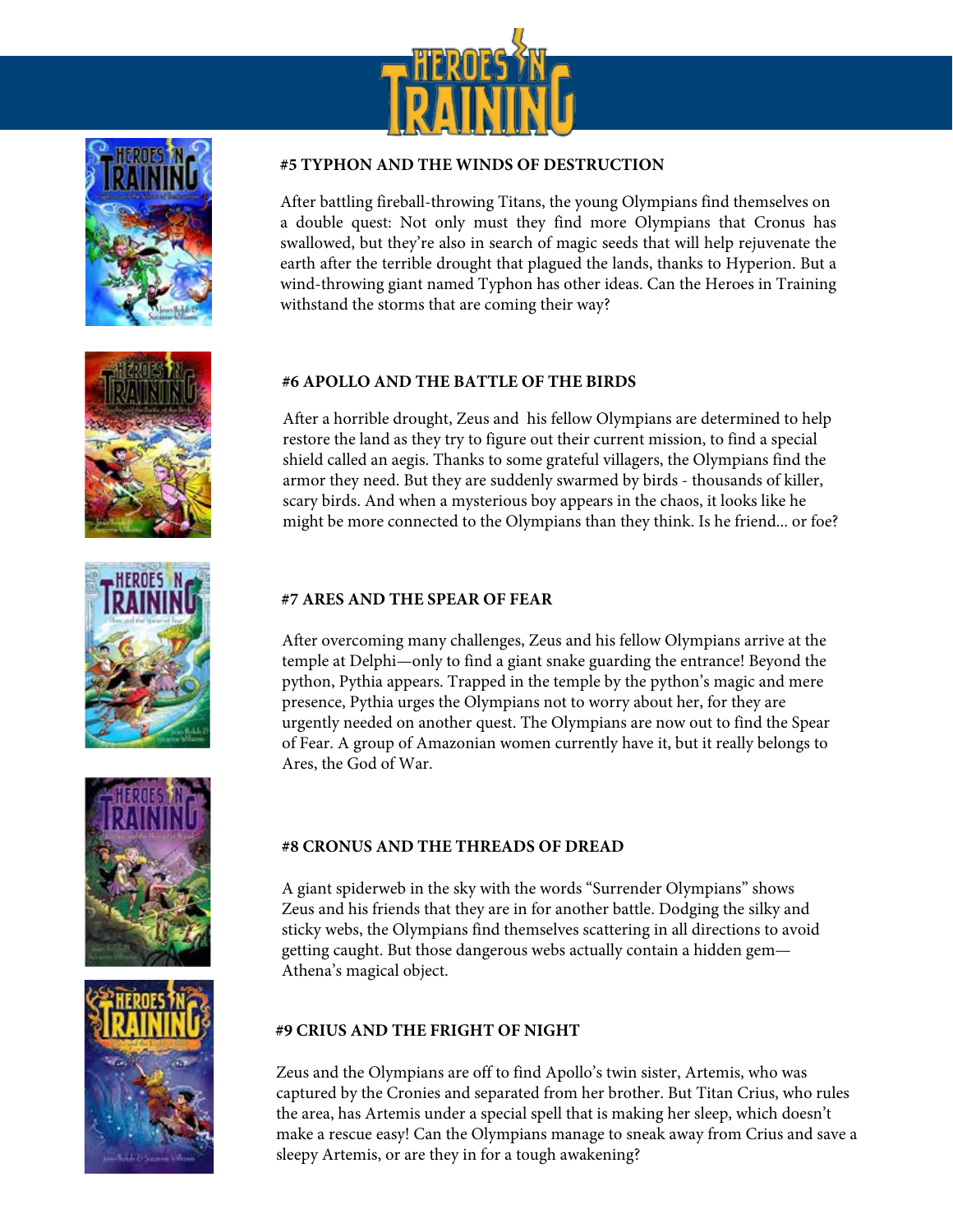## #5 TYPHON AND THE WINDS OF DESTRUCTION

After battling fireball-throwing Titans, the young Olympians find themselves on a double quest: Not only must they find more Olympians that Cronus has swallowed, but they're also in search of magic seeds that will help rejuvenate the earth after the terrible drought that plagued the lands, thanks to Hyperion. But a wind-throwing giant named Typhon has other ideas. Can the Heroes in Training withstand the storms that are coming their way?

## #6 APOLLO AND THE BATTLE OF THE BIRDS

After a horrible drought, Zeus and his fellow Olympians are determined to help restore the land as they try to figure out their current mission, to find a special shield called an aegis. Thanks to some grateful villagers, the Olympians find the armor they need. But they are suddenly swarmed by birds - thousands of killer, scary birds. And when a mysterious boy appears in the chaos, it looks like he might be more connected to the Olympians than they think. Is he friend... or foe?

## #7 ARES AND THE SPEAR OF FEAR

After overcoming many challenges, Zeus and his fellow Olympians arrive at the temple at Delphi—only to find a giant snake guarding the entrance! Beyond the python, Pythia appears. Trapped in the temple by the python's magic and mere presence, Pythia urges the Olympians not to worry about her, for they are urgently needed on another quest. The Olympians are now out to find the Spear of Fear. A group of Amazonian women currently have it, but it really belongs to Ares, the God of War.

## #8 CRONUS AND THE THREADS OF DREAD

A giant spiderweb in the sky with the words "Surrender Olympians" shows Zeus and his friends that they are in for another battle. Dodging the silky and sticky webs, the Olympians find themselves scattering in all directions to avoid getting caught. But those dangerous webs actually contain a hidden gem—Athena's magical object.

## #9 CRIUS AND THE FRIGHT OF NIGHT

Zeus and the Olympians are off to find Apollo's twin sister, Artemis, who was captured by the Cronies and separated from her brother. But Titan Crius, who rules the area, has Artemis under a special spell that is making her sleep, which doesn't make a rescue easy! Can the Olympians manage to sneak away from Crius and save a sleepy Artemis, or are they in for a tough awakening?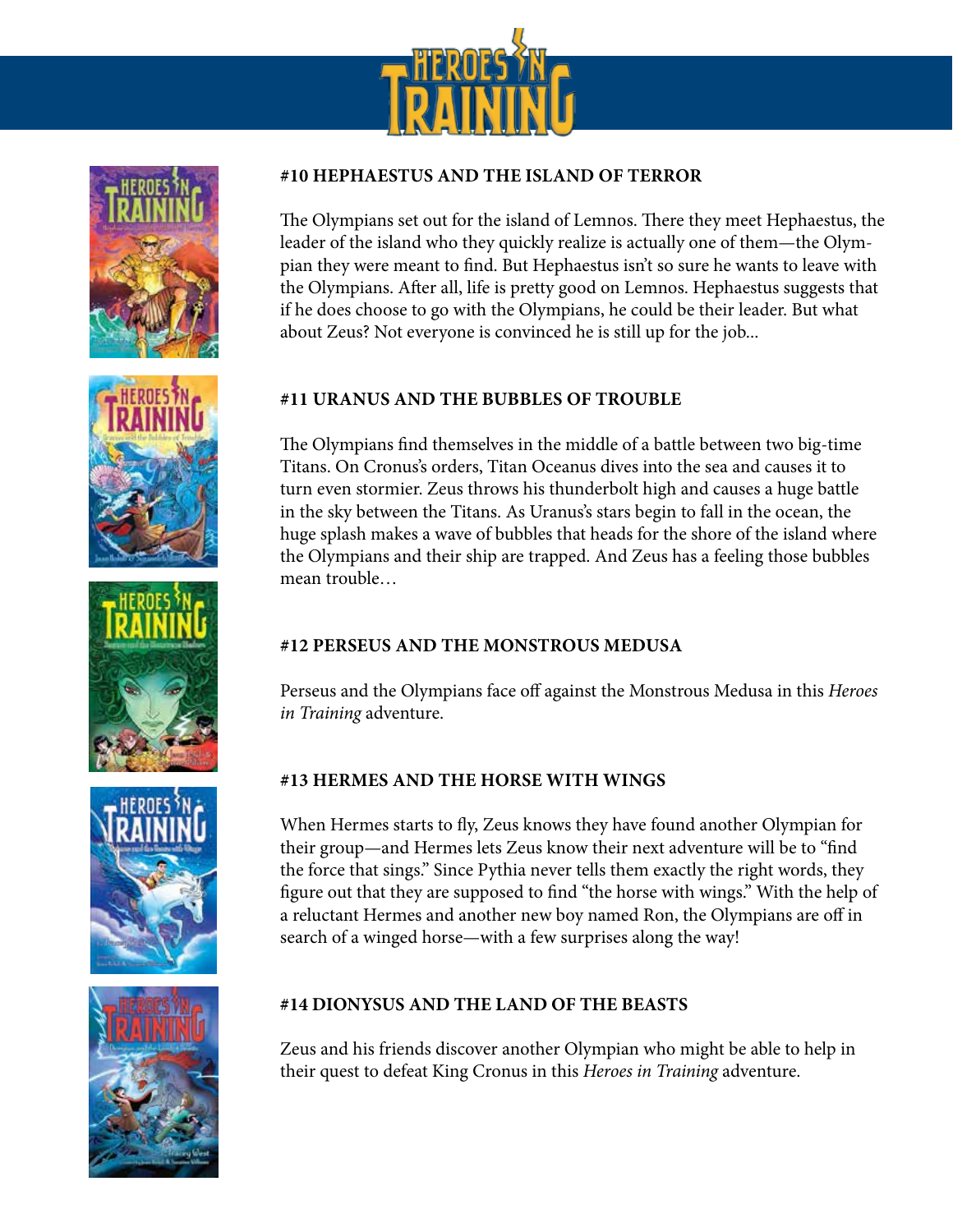### #10 HEPHAESTUS AND THE ISLAND OF TERROR

The Olympians set out for the island of Lemnos. There they meet Hephaestus, the leader of the island who they quickly realize is actually one of them—the Olympian they were meant to find. But Hephaestus isn't so sure he wants to leave with the Olympians. After all, life is pretty good on Lemnos. Hephaestus suggests that if he does choose to go with the Olympians, he could be their leader. But what about Zeus? Not everyone is convinced he is still up for the job...

### #11 URANUS AND THE BUBBLES OF TROUBLE

The Olympians find themselves in the middle of a battle between two big-time Titans. On Cronus's orders, Titan Oceanus dives into the sea and causes it to turn even stormier. Zeus throws his thunderbolt high and causes a huge battle in the sky between the Titans. As Uranus's stars begin to fall in the ocean, the huge splash makes a wave of bubbles that heads for the shore of the island where the Olympians and their ship are trapped. And Zeus has a feeling those bubbles mean trouble…

### #12 PERSEUS AND THE MONSTROUS MEDUSA

Perseus and the Olympians face off against the Monstrous Medusa in this *Heroes in Training* adventure.

### #13 HERMES AND THE HORSE WITH WINGS

When Hermes starts to fly, Zeus knows they have found another Olympian for their group—and Hermes lets Zeus know their next adventure will be to "find the force that sings." Since Pythia never tells them exactly the right words, they figure out that they are supposed to find "the horse with wings." With the help of a reluctant Hermes and another new boy named Ron, the Olympians are off in search of a winged horse—with a few surprises along the way!

### #14 DIONYSUS AND THE LAND OF THE BEASTS

Zeus and his friends discover another Olympian who might be able to help in their quest to defeat King Cronus in this *Heroes in Training* adventure.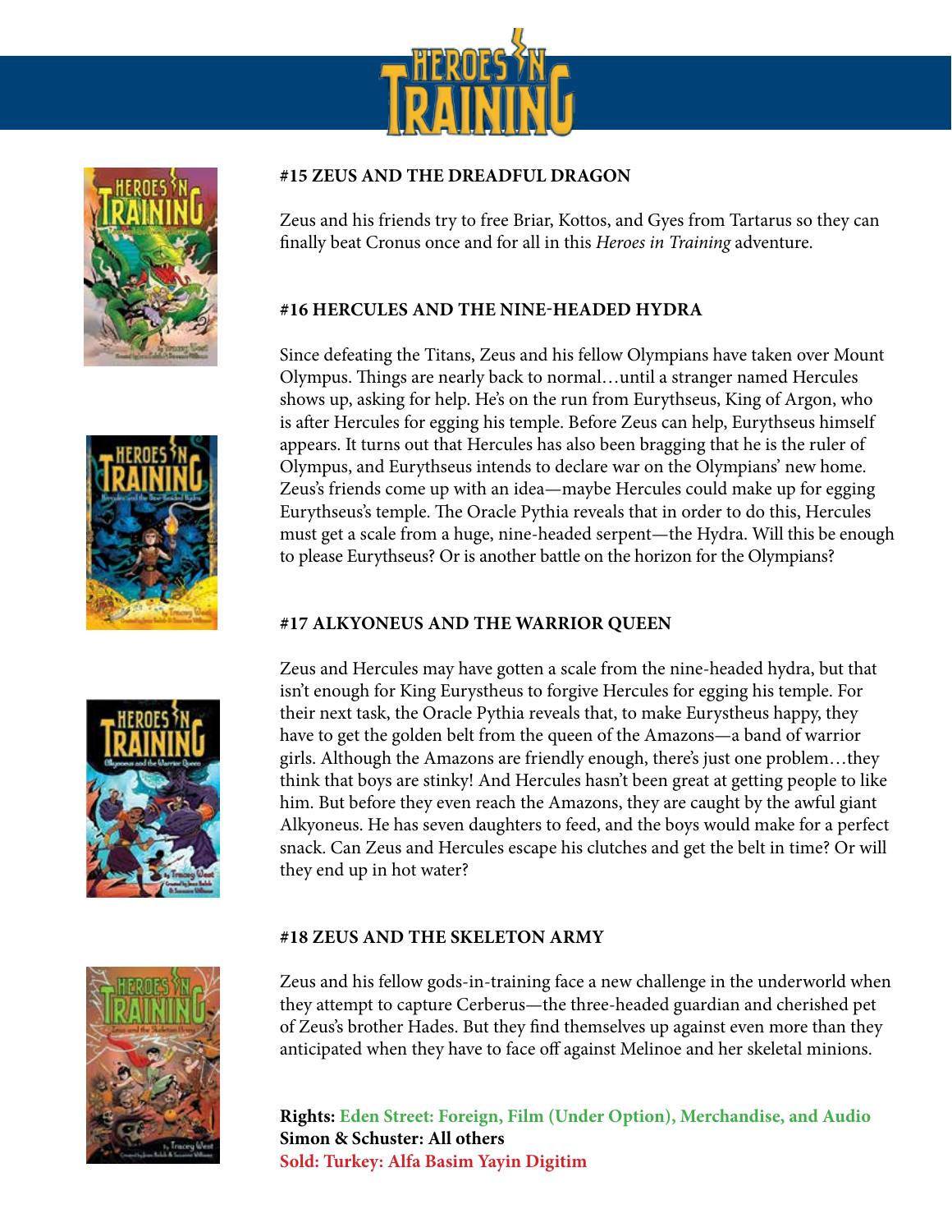# HEROES IN TRAINING

### #15 ZEUS AND THE DREADFUL DRAGON

Zeus and his friends try to free Briar, Kottos, and Gyes from Tartarus so they can finally beat Cronus once and for all in this *Heroes in Training* adventure.

### #16 HERCULES AND THE NINE-HEADED HYDRA

Since defeating the Titans, Zeus and his fellow Olympians have taken over Mount Olympus. Things are nearly back to normal…until a stranger named Hercules shows up, asking for help. He's on the run from Eurythseus, King of Argon, who is after Hercules for egging his temple. Before Zeus can help, Eurythseus himself appears. It turns out that Hercules has also been bragging that he is the ruler of Olympus, and Eurythseus intends to declare war on the Olympians' new home. Zeus's friends come up with an idea—maybe Hercules could make up for egging Eurythseus's temple. The Oracle Pythia reveals that in order to do this, Hercules must get a scale from a huge, nine-headed serpent—the Hydra. Will this be enough to please Eurythseus? Or is another battle on the horizon for the Olympians?

### #17 ALKYONEUS AND THE WARRIOR QUEEN

Zeus and Hercules may have gotten a scale from the nine-headed hydra, but that isn't enough for King Eurystheus to forgive Hercules for egging his temple. For their next task, the Oracle Pythia reveals that, to make Eurystheus happy, they have to get the golden belt from the queen of the Amazons—a band of warrior girls. Although the Amazons are friendly enough, there's just one problem…they think that boys are stinky! And Hercules hasn't been great at getting people to like him. But before they even reach the Amazons, they are caught by the awful giant Alkyoneus. He has seven daughters to feed, and the boys would make for a perfect snack. Can Zeus and Hercules escape his clutches and get the belt in time? Or will they end up in hot water?

### #18 ZEUS AND THE SKELETON ARMY

Zeus and his fellow gods-in-training face a new challenge in the underworld when they attempt to capture Cerberus—the three-headed guardian and cherished pet of Zeus's brother Hades. But they find themselves up against even more than they anticipated when they have to face off against Melinoe and her skeletal minions.

**Rights: Eden Street: Foreign, Film (Under Option), Merchandise, and Audio**
**Simon & Schuster: All others**
**Sold: Turkey: Alfa Basim Yayin Digitim**